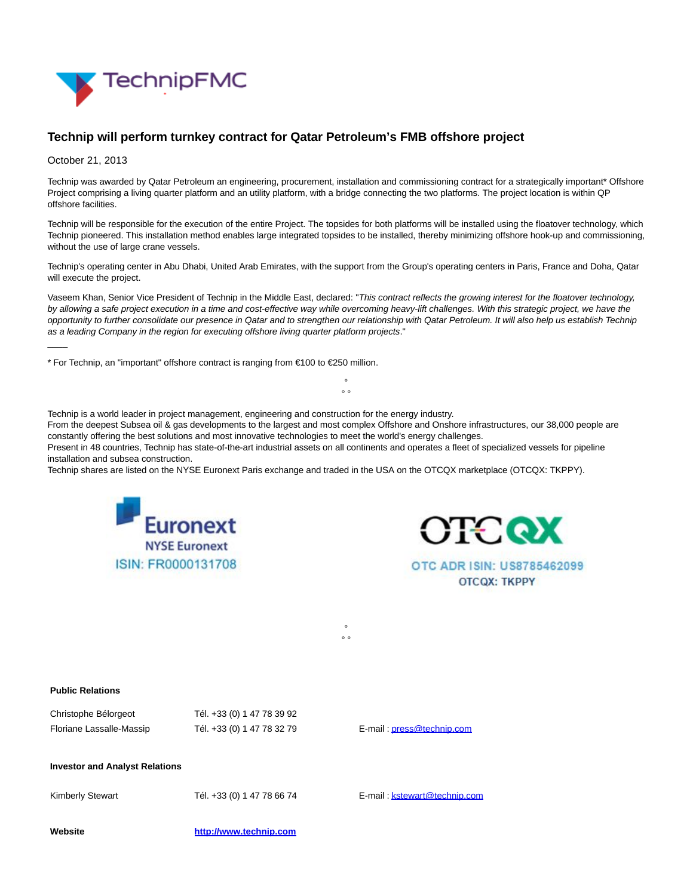# Technip will perform turnkey contract for Qatar Petroleum's FMB offshore project

October 21, 2013

Technip was awarded by Qatar Petroleum an engineering, procurement, installation and commissioning contract for a strategically important* Offshore Project comprising a living quarter platform and an utility platform, with a bridge connecting the two platforms. The project location is within QP offshore facilities.

Technip will be responsible for the execution of the entire Project. The topsides for both platforms will be installed using the floatover technology, which Technip pioneered. This installation method enables large integrated topsides to be installed, thereby minimizing offshore hook-up and commissioning, without the use of large crane vessels.

Technip's operating center in Abu Dhabi, United Arab Emirates, with the support from the Group's operating centers in Paris, France and Doha, Qatar will execute the project.

Vaseem Khan, Senior Vice President of Technip in the Middle East, declared: "*This contract reflects the growing interest for the floatover technology, by allowing a safe project execution in a time and cost-effective way while overcoming heavy-lift challenges. With this strategic project, we have the opportunity to further consolidate our presence in Qatar and to strengthen our relationship with Qatar Petroleum. It will also help us establish Technip as a leading Company in the region for executing offshore living quarter platform projects*."

———

* For Technip, an "important" offshore contract is ranging from €100 to €250 million.

°
° °

Technip is a world leader in project management, engineering and construction for the energy industry.
From the deepest Subsea oil & gas developments to the largest and most complex Offshore and Onshore infrastructures, our 38,000 people are constantly offering the best solutions and most innovative technologies to meet the world's energy challenges.
Present in 48 countries, Technip has state-of-the-art industrial assets on all continents and operates a fleet of specialized vessels for pipeline installation and subsea construction.
Technip shares are listed on the NYSE Euronext Paris exchange and traded in the USA on the OTCQX marketplace (OTCQX: TKPPY).

Euronext
NYSE Euronext
ISIN: FR0000131708

OTCQX
OTC ADR ISIN: US8785462099
OTCQX: TKPPY

°
° °

**Public Relations**

| | | |
|---|---|---|
| Christophe Bélorgeot | Tél. +33 (0) 1 47 78 39 92 | |
| Floriane Lassalle-Massip | Tél. +33 (0) 1 47 78 32 79 | E-mail : press@technip.com |

**Investor and Analyst Relations**

| | | |
|---|---|---|
| Kimberly Stewart | Tél. +33 (0) 1 47 78 66 74 | E-mail : kstewart@technip.com |

**Website** http://www.technip.com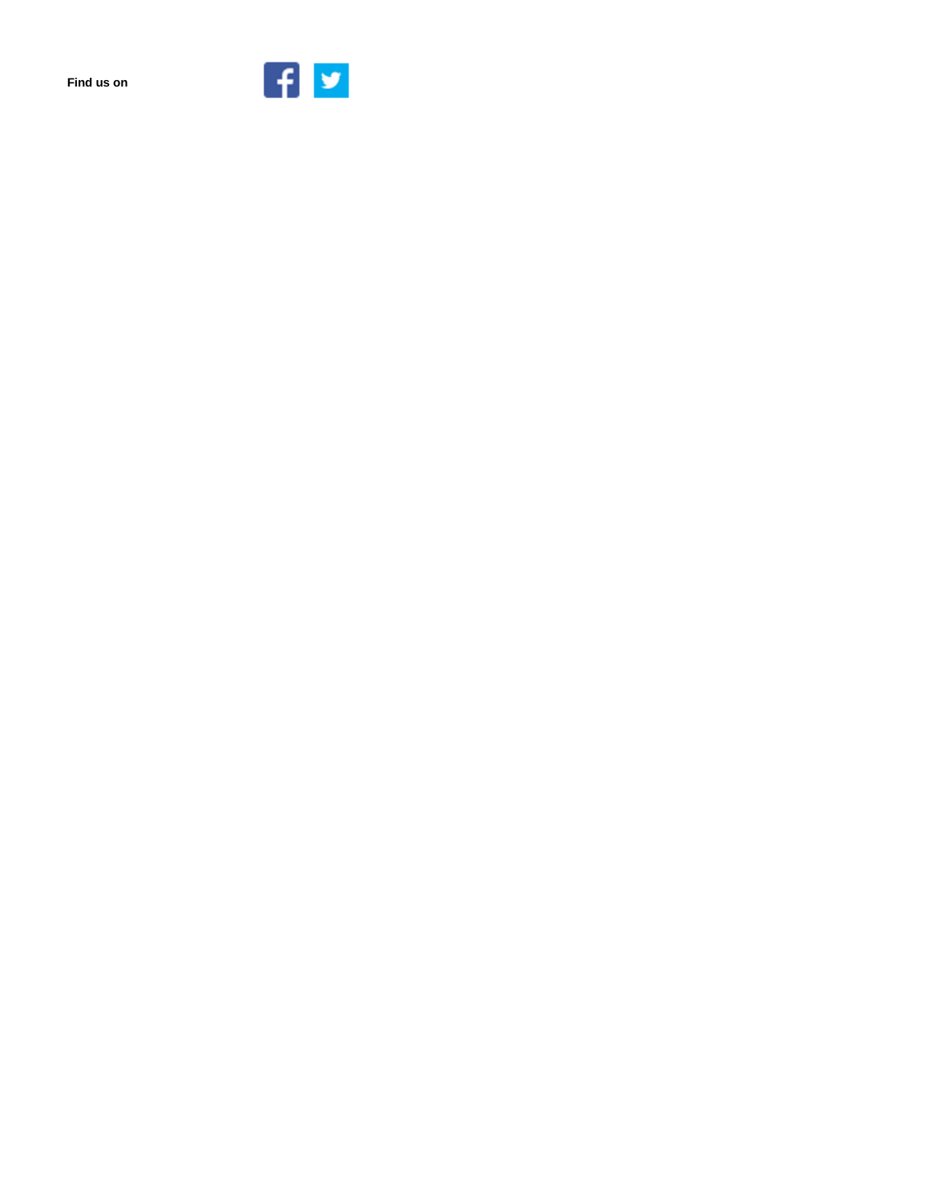**Find us on**